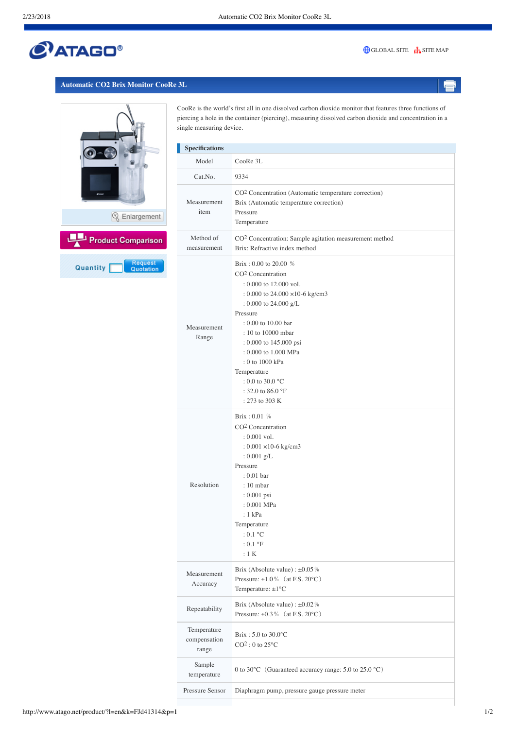# Automatic CO2 Brix Monitor CooRe 3L

Enlargement

Product Comparison

Quantity Request Quotation

CooRe is the world's first all in one dissolved carbon dioxide monitor that features three functions of piercing a hole in the container (piercing), measuring dissolved carbon dioxide and concentration in a single measuring device.

## Specifications

| | |
|---|---|
| Model | CooRe 3L |
| Cat.No. | 9334 |
| Measurement item | $CO_2$ Concentration (Automatic temperature correction)<br>Brix (Automatic temperature correction)<br>Pressure<br>Temperature |
| Method of measurement | $CO_2$ Concentration: Sample agitation measurement method<br>Brix: Refractive index method |
| Measurement Range | Brix : 0.00 to 20.00 %<br>$CO_2$ Concentration<br>: 0.000 to 12.000 vol.<br>: 0.000 to 24.000 ×10-6 kg/cm3<br>: 0.000 to 24.000 g/L<br>Pressure<br>: 0.00 to 10.00 bar<br>: 10 to 10000 mbar<br>: 0.000 to 145.000 psi<br>: 0.000 to 1.000 MPa<br>: 0 to 1000 kPa<br>Temperature<br>: 0.0 to 30.0 °C<br>: 32.0 to 86.0 °F<br>: 273 to 303 K |
| Resolution | Brix : 0.01 %<br>$CO_2$ Concentration<br>: 0.001 vol.<br>: 0.001 ×10-6 kg/cm3<br>: 0.001 g/L<br>Pressure<br>: 0.01 bar<br>: 10 mbar<br>: 0.001 psi<br>: 0.001 MPa<br>: 1 kPa<br>Temperature<br>: 0.1 °C<br>: 0.1 °F<br>: 1 K |
| Measurement Accuracy | Brix (Absolute value) : ±0.05％<br>Pressure: ±1.0％ （at F.S. 20°C）<br>Temperature: ±1°C |
| Repeatability | Brix (Absolute value) : ±0.02％<br>Pressure: ±0.3％ （at F.S. 20°C） |
| Temperature compensation range | Brix : 5.0 to 30.0°C<br>$CO_2$ : 0 to 25°C |
| Sample temperature | 0 to 30°C（Guaranteed accuracy range: 5.0 to 25.0 °C） |
| Pressure Sensor | Diaphragm pump, pressure gauge pressure meter |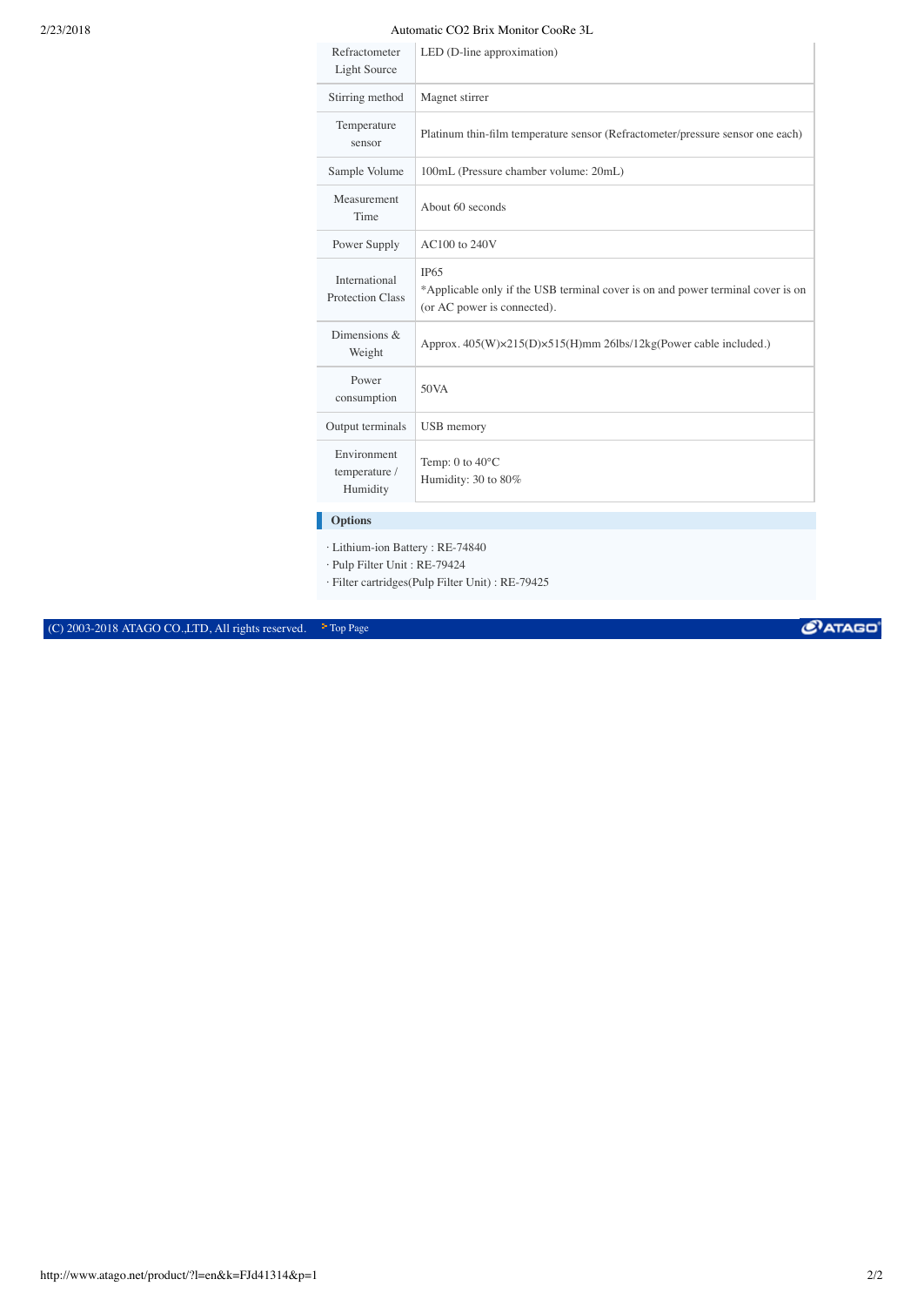| | |
|---|---|
| Refractometer Light Source | LED (D-line approximation) |
| Stirring method | Magnet stirrer |
| Temperature sensor | Platinum thin-film temperature sensor (Refractometer/pressure sensor one each) |
| Sample Volume | 100mL (Pressure chamber volume: 20mL) |
| Measurement Time | About 60 seconds |
| Power Supply | AC100 to 240V |
| International Protection Class | IP65<br>*Applicable only if the USB terminal cover is on and power terminal cover is on (or AC power is connected). |
| Dimensions & Weight | Approx. 405(W)×215(D)×515(H)mm 26lbs/12kg(Power cable included.) |
| Power consumption | 50VA |
| Output terminals | USB memory |
| Environment temperature / Humidity | Temp: 0 to 40°C<br>Humidity: 30 to 80% |

**Options**

· Lithium-ion Battery : RE-74840
· Pulp Filter Unit : RE-79424
· Filter cartridges(Pulp Filter Unit) : RE-79425

(C) 2003-2018 ATAGO CO.,LTD, All rights reserved. Top Page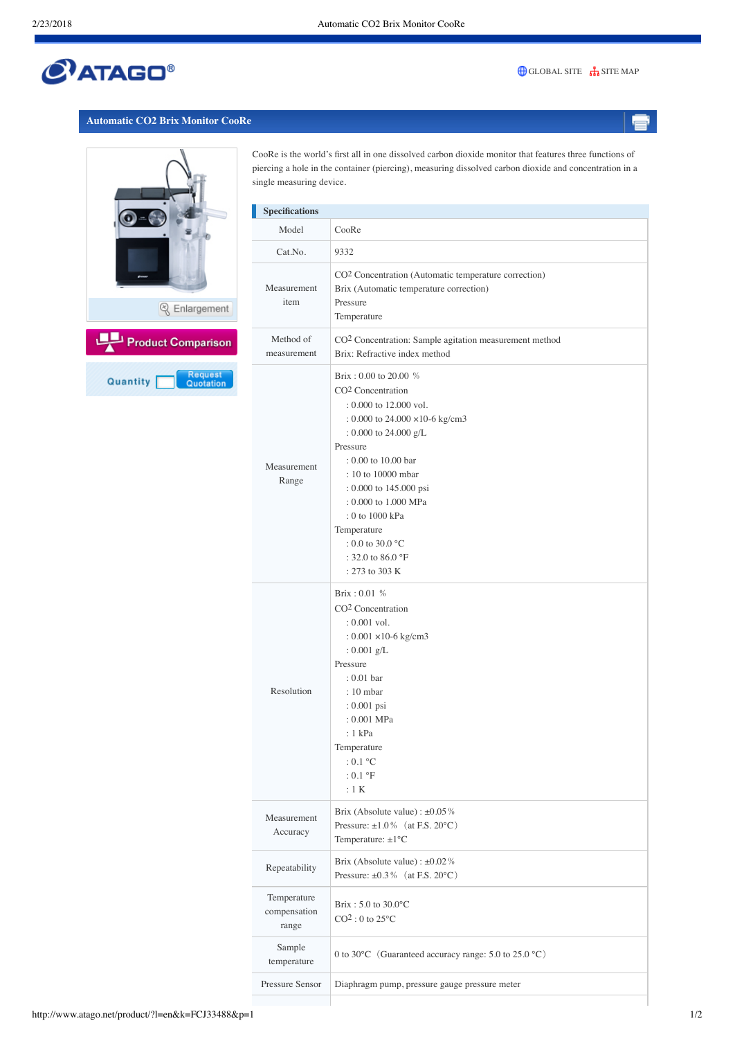# Automatic CO2 Brix Monitor CooRe

Enlargement

Product Comparison

Quantity Request Quotation

CooRe is the world's first all in one dissolved carbon dioxide monitor that features three functions of piercing a hole in the container (piercing), measuring dissolved carbon dioxide and concentration in a single measuring device.

## Specifications

| Model | CooRe |
|---|---|
| Cat.No. | 9332 |
| Measurement item | $CO_2$ Concentration (Automatic temperature correction)<br>Brix (Automatic temperature correction)<br>Pressure<br>Temperature |
| Method of measurement | $CO_2$ Concentration: Sample agitation measurement method<br>Brix: Refractive index method |
| Measurement Range | Brix : 0.00 to 20.00 ％<br>$CO_2$ Concentration<br>: 0.000 to 12.000 vol.<br>: 0.000 to 24.000 ×10-6 kg/cm3<br>: 0.000 to 24.000 g/L<br>Pressure<br>: 0.00 to 10.00 bar<br>: 10 to 10000 mbar<br>: 0.000 to 145.000 psi<br>: 0.000 to 1.000 MPa<br>: 0 to 1000 kPa<br>Temperature<br>: 0.0 to 30.0 °C<br>: 32.0 to 86.0 °F<br>: 273 to 303 K |
| Resolution | Brix : 0.01 ％<br>$CO_2$ Concentration<br>: 0.001 vol.<br>: 0.001 ×10-6 kg/cm3<br>: 0.001 g/L<br>Pressure<br>: 0.01 bar<br>: 10 mbar<br>: 0.001 psi<br>: 0.001 MPa<br>: 1 kPa<br>Temperature<br>: 0.1 °C<br>: 0.1 °F<br>: 1 K |
| Measurement Accuracy | Brix (Absolute value) : ±0.05％<br>Pressure: ±1.0％（at F.S. 20°C）<br>Temperature: ±1°C |
| Repeatability | Brix (Absolute value) : ±0.02％<br>Pressure: ±0.3％（at F.S. 20°C） |
| Temperature compensation range | Brix : 5.0 to 30.0°C<br>$CO_2$ : 0 to 25°C |
| Sample temperature | 0 to 30°C（Guaranteed accuracy range: 5.0 to 25.0 °C） |
| Pressure Sensor | Diaphragm pump, pressure gauge pressure meter |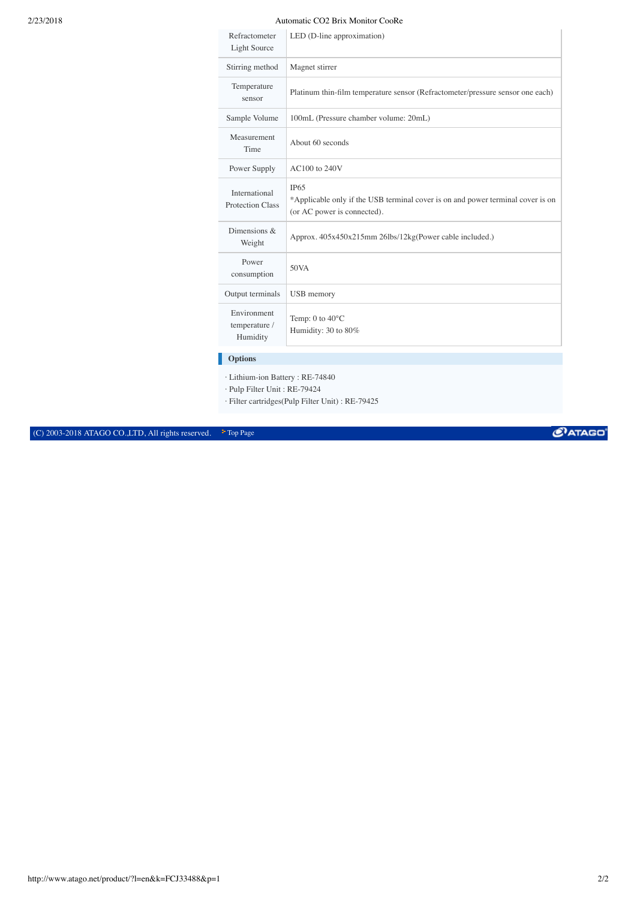| | |
|---|---|
| Refractometer Light Source | LED (D-line approximation) |
| Stirring method | Magnet stirrer |
| Temperature sensor | Platinum thin-film temperature sensor (Refractometer/pressure sensor one each) |
| Sample Volume | 100mL (Pressure chamber volume: 20mL) |
| Measurement Time | About 60 seconds |
| Power Supply | AC100 to 240V |
| International Protection Class | IP65<br>*Applicable only if the USB terminal cover is on and power terminal cover is on (or AC power is connected). |
| Dimensions & Weight | Approx. 405x450x215mm 26lbs/12kg(Power cable included.) |
| Power consumption | 50VA |
| Output terminals | USB memory |
| Environment temperature / Humidity | Temp: 0 to 40°C<br>Humidity: 30 to 80% |

**Options**

· Lithium-ion Battery : RE-74840
· Pulp Filter Unit : RE-79424
· Filter cartridges(Pulp Filter Unit) : RE-79425

(C) 2003-2018 ATAGO CO.,LTD, All rights reserved. Top Page